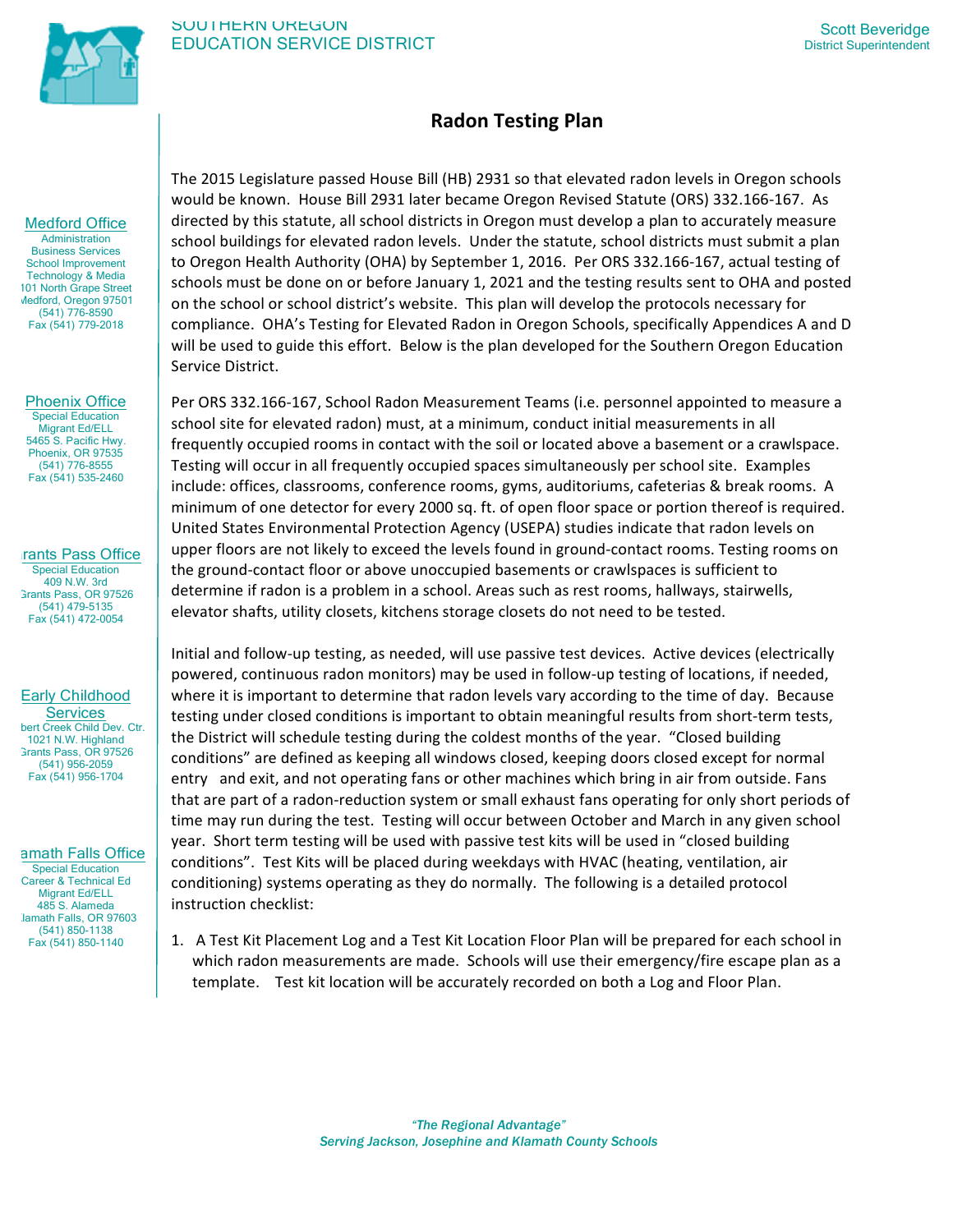SOUTHERN OREGON
EDUCATION SERVICE DISTRICT

Scott Beveridge
District Superintendent

Medford Office
Administration
Business Services
School Improvement
Technology & Media
101 North Grape Street
Medford, Oregon 97501
(541) 776-8590
Fax (541) 779-2018

Phoenix Office
Special Education
Migrant Ed/ELL
5465 S. Pacific Hwy.
Phoenix, OR 97535
(541) 776-8555
Fax (541) 535-2460

Grants Pass Office
Special Education
409 N.W. 3rd
Grants Pass, OR 97526
(541) 479-5135
Fax (541) 472-0054

Early Childhood Services
Gilbert Creek Child Dev. Ctr.
1021 N.W. Highland
Grants Pass, OR 97526
(541) 956-2059
Fax (541) 956-1704

Klamath Falls Office
Special Education
Career & Technical Ed
Migrant Ed/ELL
485 S. Alameda
Klamath Falls, OR 97603
(541) 850-1138
Fax (541) 850-1140

# Radon Testing Plan

The 2015 Legislature passed House Bill (HB) 2931 so that elevated radon levels in Oregon schools would be known. House Bill 2931 later became Oregon Revised Statute (ORS) 332.166-167. As directed by this statute, all school districts in Oregon must develop a plan to accurately measure school buildings for elevated radon levels. Under the statute, school districts must submit a plan to Oregon Health Authority (OHA) by September 1, 2016. Per ORS 332.166-167, actual testing of schools must be done on or before January 1, 2021 and the testing results sent to OHA and posted on the school or school district's website. This plan will develop the protocols necessary for compliance. OHA's Testing for Elevated Radon in Oregon Schools, specifically Appendices A and D will be used to guide this effort. Below is the plan developed for the Southern Oregon Education Service District.

Per ORS 332.166-167, School Radon Measurement Teams (i.e. personnel appointed to measure a school site for elevated radon) must, at a minimum, conduct initial measurements in all frequently occupied rooms in contact with the soil or located above a basement or a crawlspace. Testing will occur in all frequently occupied spaces simultaneously per school site. Examples include: offices, classrooms, conference rooms, gyms, auditoriums, cafeterias & break rooms. A minimum of one detector for every 2000 sq. ft. of open floor space or portion thereof is required. United States Environmental Protection Agency (USEPA) studies indicate that radon levels on upper floors are not likely to exceed the levels found in ground-contact rooms. Testing rooms on the ground-contact floor or above unoccupied basements or crawlspaces is sufficient to determine if radon is a problem in a school. Areas such as rest rooms, hallways, stairwells, elevator shafts, utility closets, kitchens storage closets do not need to be tested.

Initial and follow-up testing, as needed, will use passive test devices. Active devices (electrically powered, continuous radon monitors) may be used in follow-up testing of locations, if needed, where it is important to determine that radon levels vary according to the time of day. Because testing under closed conditions is important to obtain meaningful results from short-term tests, the District will schedule testing during the coldest months of the year. "Closed building conditions" are defined as keeping all windows closed, keeping doors closed except for normal entry and exit, and not operating fans or other machines which bring in air from outside. Fans that are part of a radon-reduction system or small exhaust fans operating for only short periods of time may run during the test. Testing will occur between October and March in any given school year. Short term testing will be used with passive test kits will be used in "closed building conditions". Test Kits will be placed during weekdays with HVAC (heating, ventilation, air conditioning) systems operating as they do normally. The following is a detailed protocol instruction checklist:

1. A Test Kit Placement Log and a Test Kit Location Floor Plan will be prepared for each school in which radon measurements are made. Schools will use their emergency/fire escape plan as a template. Test kit location will be accurately recorded on both a Log and Floor Plan.

*"The Regional Advantage"*
*Serving Jackson, Josephine and Klamath County Schools*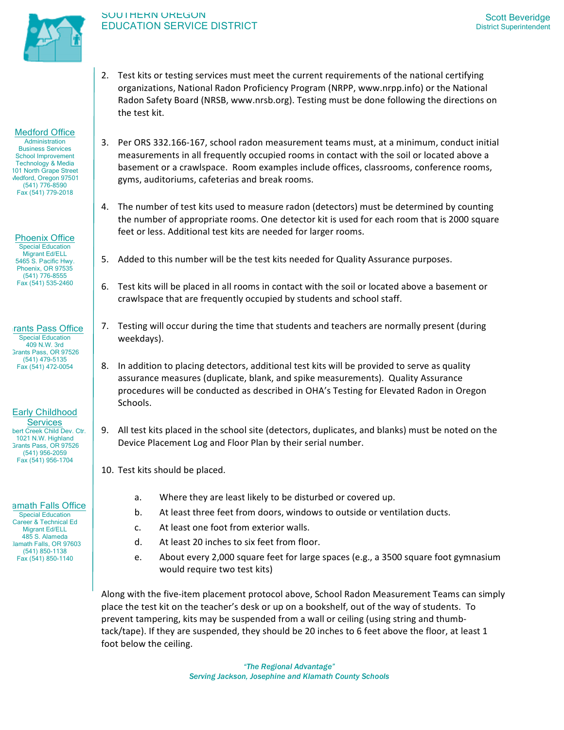2. Test kits or testing services must meet the current requirements of the national certifying organizations, National Radon Proficiency Program (NRPP, www.nrpp.info) or the National Radon Safety Board (NRSB, www.nrsb.org). Testing must be done following the directions on the test kit.

3. Per ORS 332.166-167, school radon measurement teams must, at a minimum, conduct initial measurements in all frequently occupied rooms in contact with the soil or located above a basement or a crawlspace. Room examples include offices, classrooms, conference rooms, gyms, auditoriums, cafeterias and break rooms.

4. The number of test kits used to measure radon (detectors) must be determined by counting the number of appropriate rooms. One detector kit is used for each room that is 2000 square feet or less. Additional test kits are needed for larger rooms.

5. Added to this number will be the test kits needed for Quality Assurance purposes.

6. Test kits will be placed in all rooms in contact with the soil or located above a basement or crawlspace that are frequently occupied by students and school staff.

7. Testing will occur during the time that students and teachers are normally present (during weekdays).

8. In addition to placing detectors, additional test kits will be provided to serve as quality assurance measures (duplicate, blank, and spike measurements). Quality Assurance procedures will be conducted as described in OHA's Testing for Elevated Radon in Oregon Schools.

9. All test kits placed in the school site (detectors, duplicates, and blanks) must be noted on the Device Placement Log and Floor Plan by their serial number.

10. Test kits should be placed.

    a. Where they are least likely to be disturbed or covered up.
    b. At least three feet from doors, windows to outside or ventilation ducts.
    c. At least one foot from exterior walls.
    d. At least 20 inches to six feet from floor.
    e. About every 2,000 square feet for large spaces (e.g., a 3500 square foot gymnasium would require two test kits)

Along with the five-item placement protocol above, School Radon Measurement Teams can simply place the test kit on the teacher's desk or up on a bookshelf, out of the way of students. To prevent tampering, kits may be suspended from a wall or ceiling (using string and thumb-tack/tape). If they are suspended, they should be 20 inches to 6 feet above the floor, at least 1 foot below the ceiling.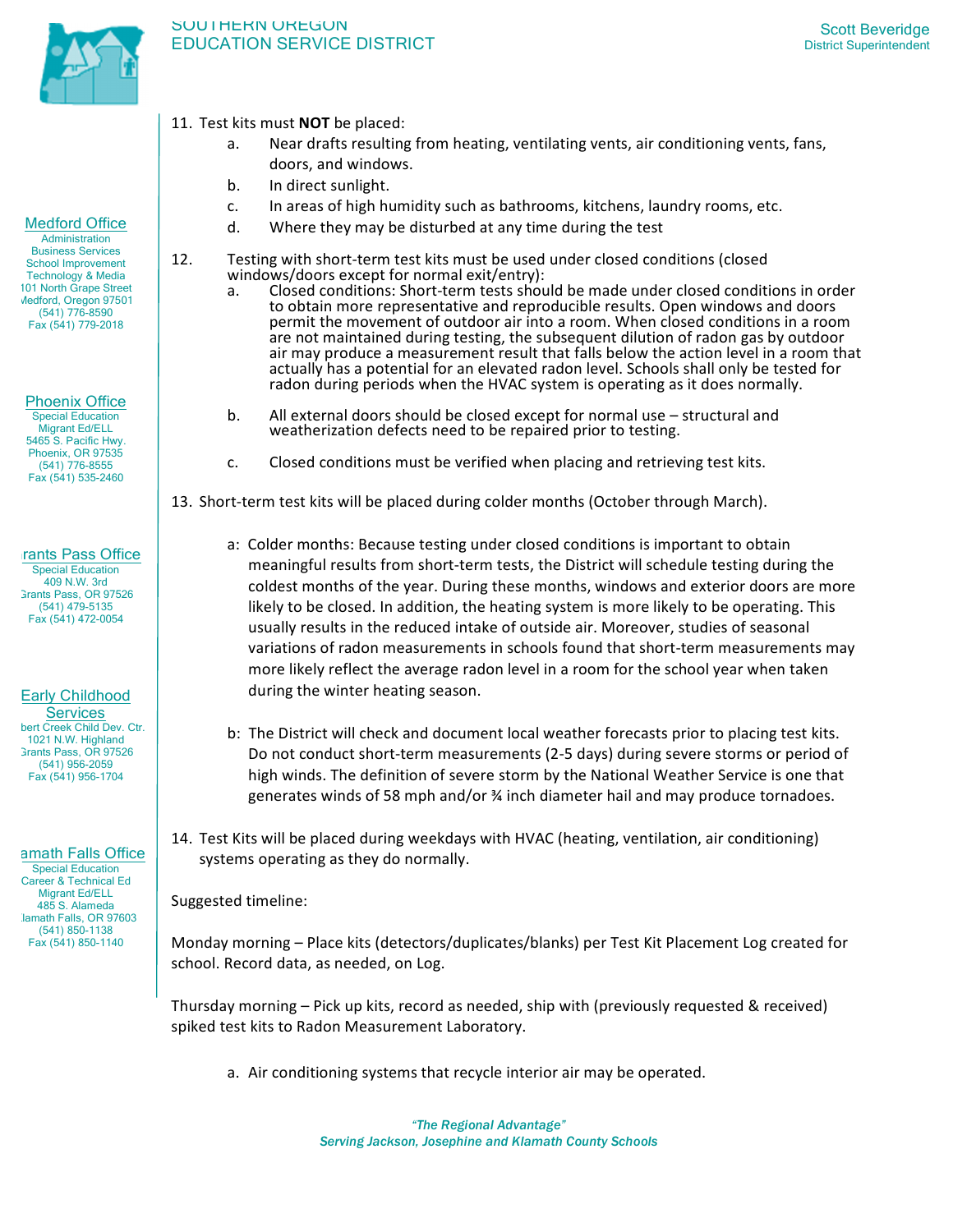11. Test kits must **NOT** be placed:
    a. Near drafts resulting from heating, ventilating vents, air conditioning vents, fans, doors, and windows.
    b. In direct sunlight.
    c. In areas of high humidity such as bathrooms, kitchens, laundry rooms, etc.
    d. Where they may be disturbed at any time during the test

12. Testing with short-term test kits must be used under closed conditions (closed windows/doors except for normal exit/entry):
    a. Closed conditions: Short-term tests should be made under closed conditions in order to obtain more representative and reproducible results. Open windows and doors permit the movement of outdoor air into a room. When closed conditions in a room are not maintained during testing, the subsequent dilution of radon gas by outdoor air may produce a measurement result that falls below the action level in a room that actually has a potential for an elevated radon level. Schools shall only be tested for radon during periods when the HVAC system is operating as it does normally.

    b. All external doors should be closed except for normal use – structural and weatherization defects need to be repaired prior to testing.

    c. Closed conditions must be verified when placing and retrieving test kits.

13. Short-term test kits will be placed during colder months (October through March).

    a: Colder months: Because testing under closed conditions is important to obtain meaningful results from short-term tests, the District will schedule testing during the coldest months of the year. During these months, windows and exterior doors are more likely to be closed. In addition, the heating system is more likely to be operating. This usually results in the reduced intake of outside air. Moreover, studies of seasonal variations of radon measurements in schools found that short-term measurements may more likely reflect the average radon level in a room for the school year when taken during the winter heating season.

    b: The District will check and document local weather forecasts prior to placing test kits. Do not conduct short-term measurements (2-5 days) during severe storms or period of high winds. The definition of severe storm by the National Weather Service is one that generates winds of 58 mph and/or ¾ inch diameter hail and may produce tornadoes.

14. Test Kits will be placed during weekdays with HVAC (heating, ventilation, air conditioning) systems operating as they do normally.

Suggested timeline:

Monday morning – Place kits (detectors/duplicates/blanks) per Test Kit Placement Log created for school. Record data, as needed, on Log.

Thursday morning – Pick up kits, record as needed, ship with (previously requested & received) spiked test kits to Radon Measurement Laboratory.

   a. Air conditioning systems that recycle interior air may be operated.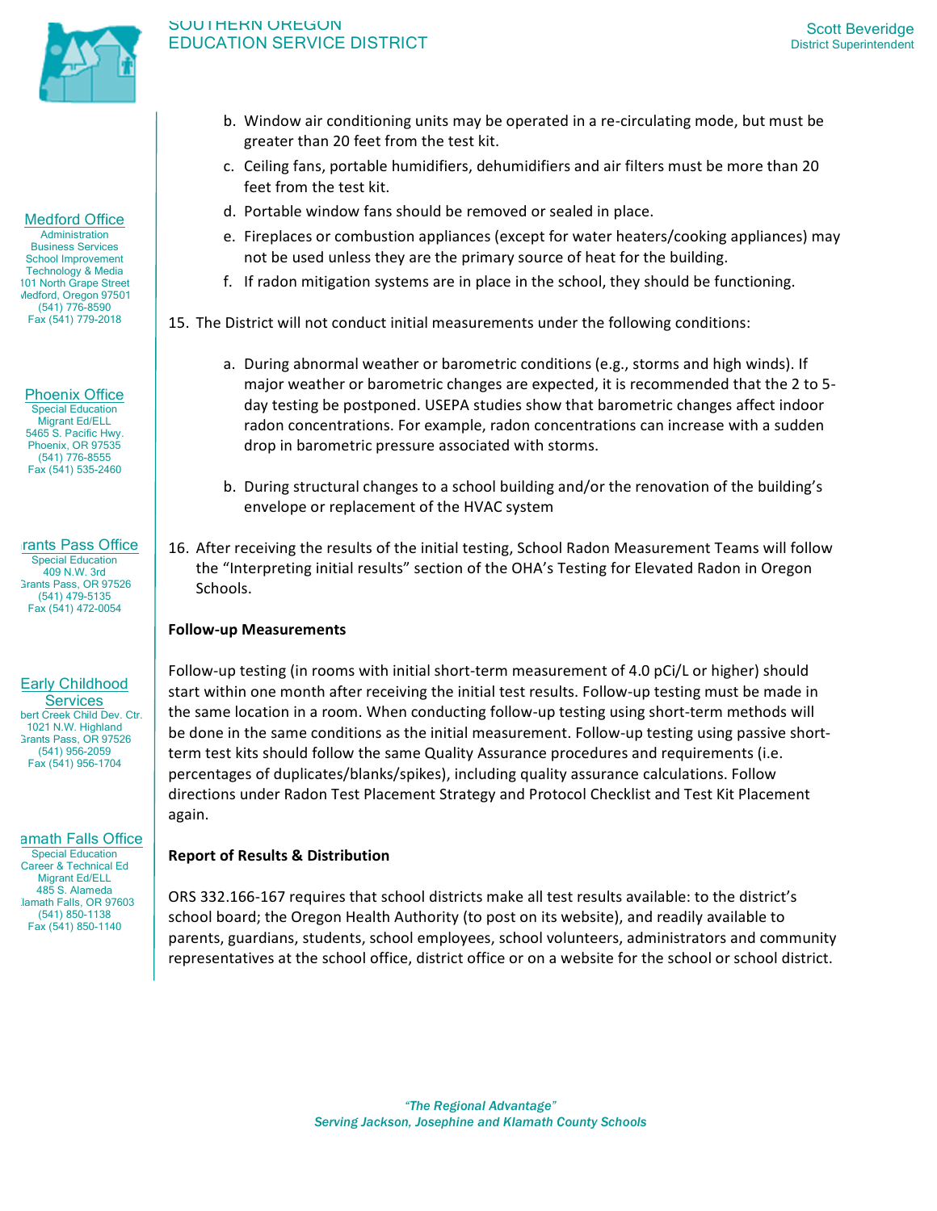b. Window air conditioning units may be operated in a re-circulating mode, but must be greater than 20 feet from the test kit.

c. Ceiling fans, portable humidifiers, dehumidifiers and air filters must be more than 20 feet from the test kit.

d. Portable window fans should be removed or sealed in place.

e. Fireplaces or combustion appliances (except for water heaters/cooking appliances) may not be used unless they are the primary source of heat for the building.

f. If radon mitigation systems are in place in the school, they should be functioning.

15. The District will not conduct initial measurements under the following conditions:

    a. During abnormal weather or barometric conditions (e.g., storms and high winds). If major weather or barometric changes are expected, it is recommended that the 2 to 5-day testing be postponed. USEPA studies show that barometric changes affect indoor radon concentrations. For example, radon concentrations can increase with a sudden drop in barometric pressure associated with storms.

    b. During structural changes to a school building and/or the renovation of the building's envelope or replacement of the HVAC system

16. After receiving the results of the initial testing, School Radon Measurement Teams will follow the "Interpreting initial results" section of the OHA's Testing for Elevated Radon in Oregon Schools.

**Follow-up Measurements**

Follow-up testing (in rooms with initial short-term measurement of 4.0 pCi/L or higher) should start within one month after receiving the initial test results. Follow-up testing must be made in the same location in a room. When conducting follow-up testing using short-term methods will be done in the same conditions as the initial measurement. Follow-up testing using passive short-term test kits should follow the same Quality Assurance procedures and requirements (i.e. percentages of duplicates/blanks/spikes), including quality assurance calculations. Follow directions under Radon Test Placement Strategy and Protocol Checklist and Test Kit Placement again.

**Report of Results & Distribution**

ORS 332.166-167 requires that school districts make all test results available: to the district's school board; the Oregon Health Authority (to post on its website), and readily available to parents, guardians, students, school employees, school volunteers, administrators and community representatives at the school office, district office or on a website for the school or school district.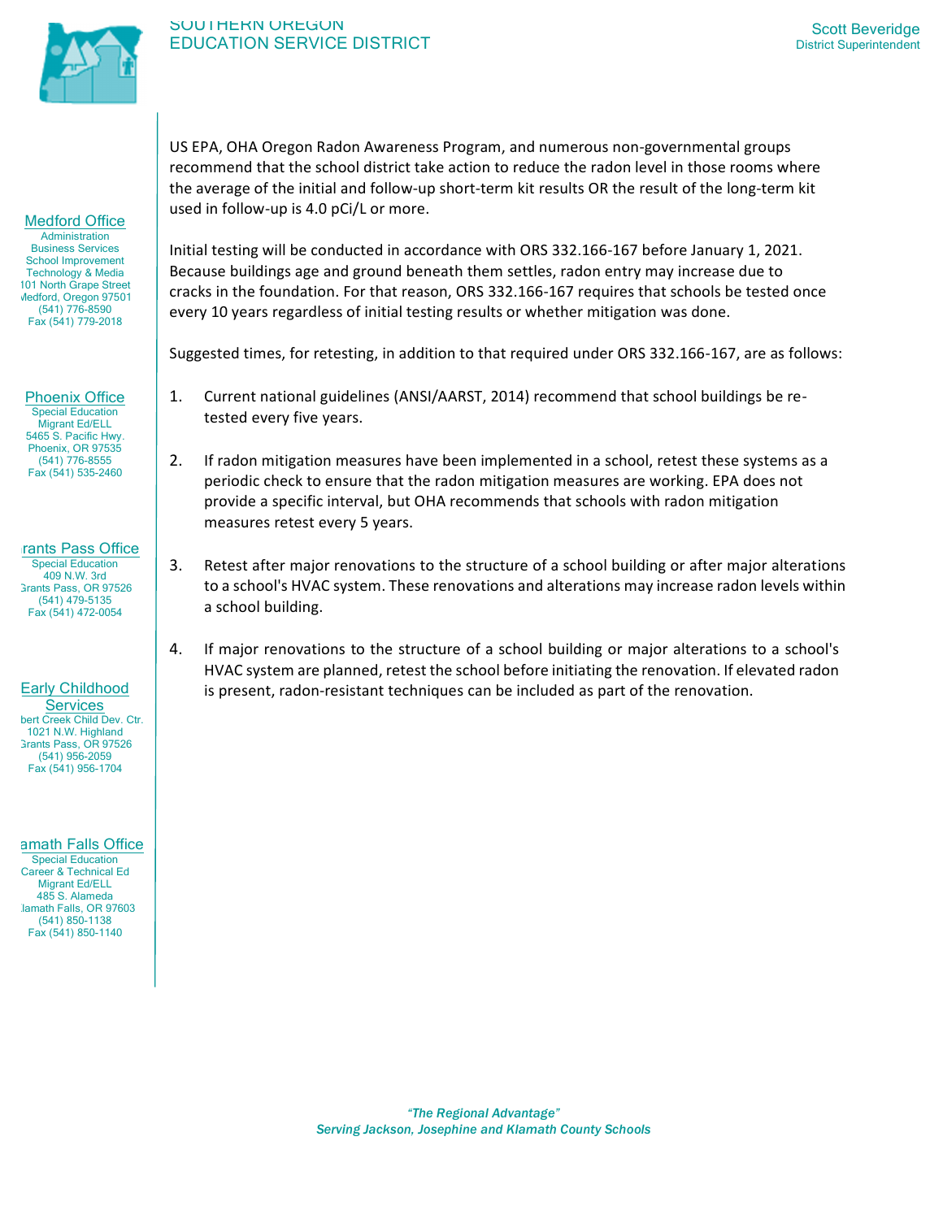US EPA, OHA Oregon Radon Awareness Program, and numerous non-governmental groups recommend that the school district take action to reduce the radon level in those rooms where the average of the initial and follow-up short-term kit results OR the result of the long-term kit used in follow-up is 4.0 pCi/L or more.

Initial testing will be conducted in accordance with ORS 332.166-167 before January 1, 2021. Because buildings age and ground beneath them settles, radon entry may increase due to cracks in the foundation. For that reason, ORS 332.166-167 requires that schools be tested once every 10 years regardless of initial testing results or whether mitigation was done.

Suggested times, for retesting, in addition to that required under ORS 332.166-167, are as follows:

1. Current national guidelines (ANSI/AARST, 2014) recommend that school buildings be re-tested every five years.

2. If radon mitigation measures have been implemented in a school, retest these systems as a periodic check to ensure that the radon mitigation measures are working. EPA does not provide a specific interval, but OHA recommends that schools with radon mitigation measures retest every 5 years.

3. Retest after major renovations to the structure of a school building or after major alterations to a school's HVAC system. These renovations and alterations may increase radon levels within a school building.

4. If major renovations to the structure of a school building or major alterations to a school's HVAC system are planned, retest the school before initiating the renovation. If elevated radon is present, radon-resistant techniques can be included as part of the renovation.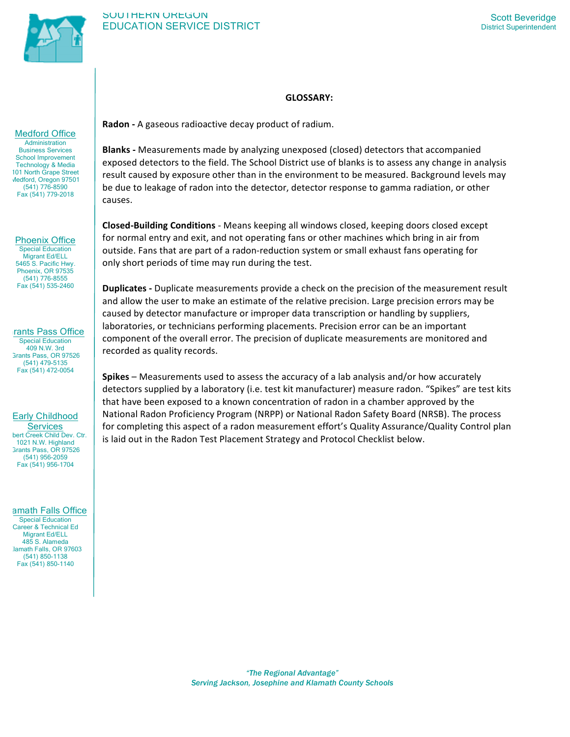## GLOSSARY:

**Radon -** A gaseous radioactive decay product of radium.

**Blanks -** Measurements made by analyzing unexposed (closed) detectors that accompanied exposed detectors to the field. The School District use of blanks is to assess any change in analysis result caused by exposure other than in the environment to be measured. Background levels may be due to leakage of radon into the detector, detector response to gamma radiation, or other causes.

**Closed-Building Conditions** - Means keeping all windows closed, keeping doors closed except for normal entry and exit, and not operating fans or other machines which bring in air from outside. Fans that are part of a radon-reduction system or small exhaust fans operating for only short periods of time may run during the test.

**Duplicates -** Duplicate measurements provide a check on the precision of the measurement result and allow the user to make an estimate of the relative precision. Large precision errors may be caused by detector manufacture or improper data transcription or handling by suppliers, laboratories, or technicians performing placements. Precision error can be an important component of the overall error. The precision of duplicate measurements are monitored and recorded as quality records.

**Spikes** – Measurements used to assess the accuracy of a lab analysis and/or how accurately detectors supplied by a laboratory (i.e. test kit manufacturer) measure radon. "Spikes" are test kits that have been exposed to a known concentration of radon in a chamber approved by the National Radon Proficiency Program (NRPP) or National Radon Safety Board (NRSB). The process for completing this aspect of a radon measurement effort's Quality Assurance/Quality Control plan is laid out in the Radon Test Placement Strategy and Protocol Checklist below.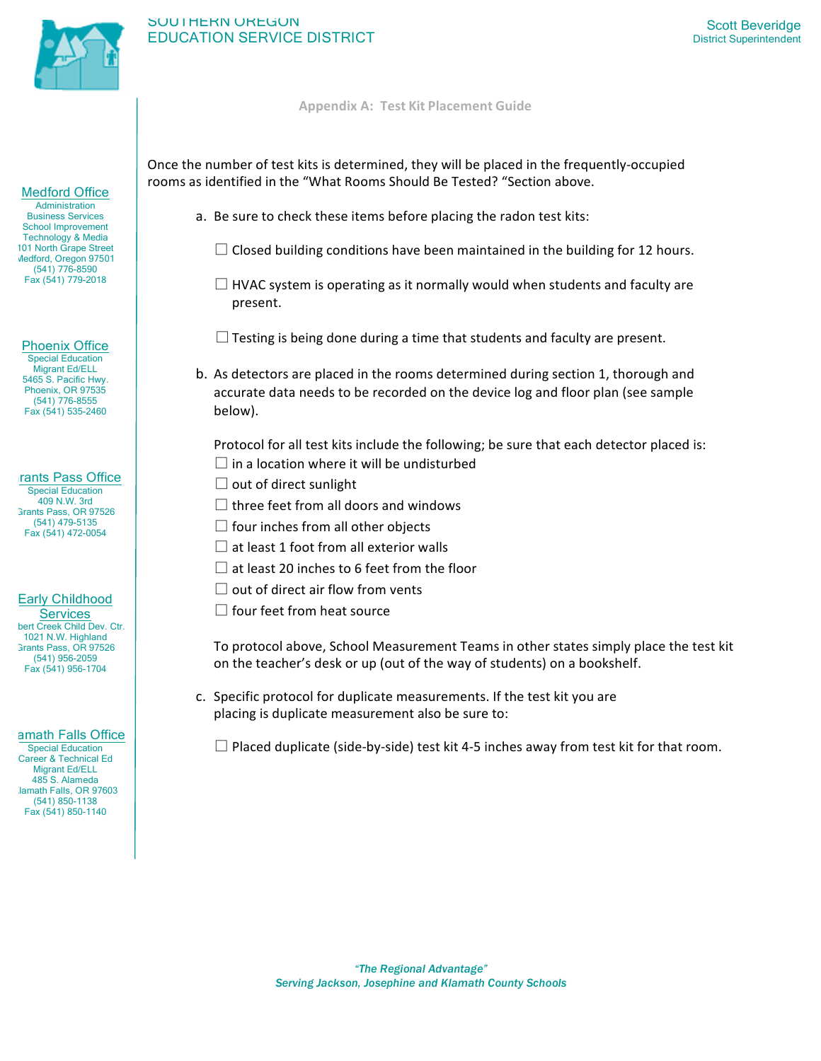## Appendix A: Test Kit Placement Guide

Once the number of test kits is determined, they will be placed in the frequently-occupied rooms as identified in the "What Rooms Should Be Tested? "Section above.

a. Be sure to check these items before placing the radon test kits:

☐ Closed building conditions have been maintained in the building for 12 hours.

☐ HVAC system is operating as it normally would when students and faculty are present.

☐ Testing is being done during a time that students and faculty are present.

b. As detectors are placed in the rooms determined during section 1, thorough and accurate data needs to be recorded on the device log and floor plan (see sample below).

Protocol for all test kits include the following; be sure that each detector placed is:

☐ in a location where it will be undisturbed
☐ out of direct sunlight
☐ three feet from all doors and windows
☐ four inches from all other objects
☐ at least 1 foot from all exterior walls
☐ at least 20 inches to 6 feet from the floor
☐ out of direct air flow from vents
☐ four feet from heat source

To protocol above, School Measurement Teams in other states simply place the test kit on the teacher's desk or up (out of the way of students) on a bookshelf.

c. Specific protocol for duplicate measurements. If the test kit you are placing is duplicate measurement also be sure to:

☐ Placed duplicate (side-by-side) test kit 4-5 inches away from test kit for that room.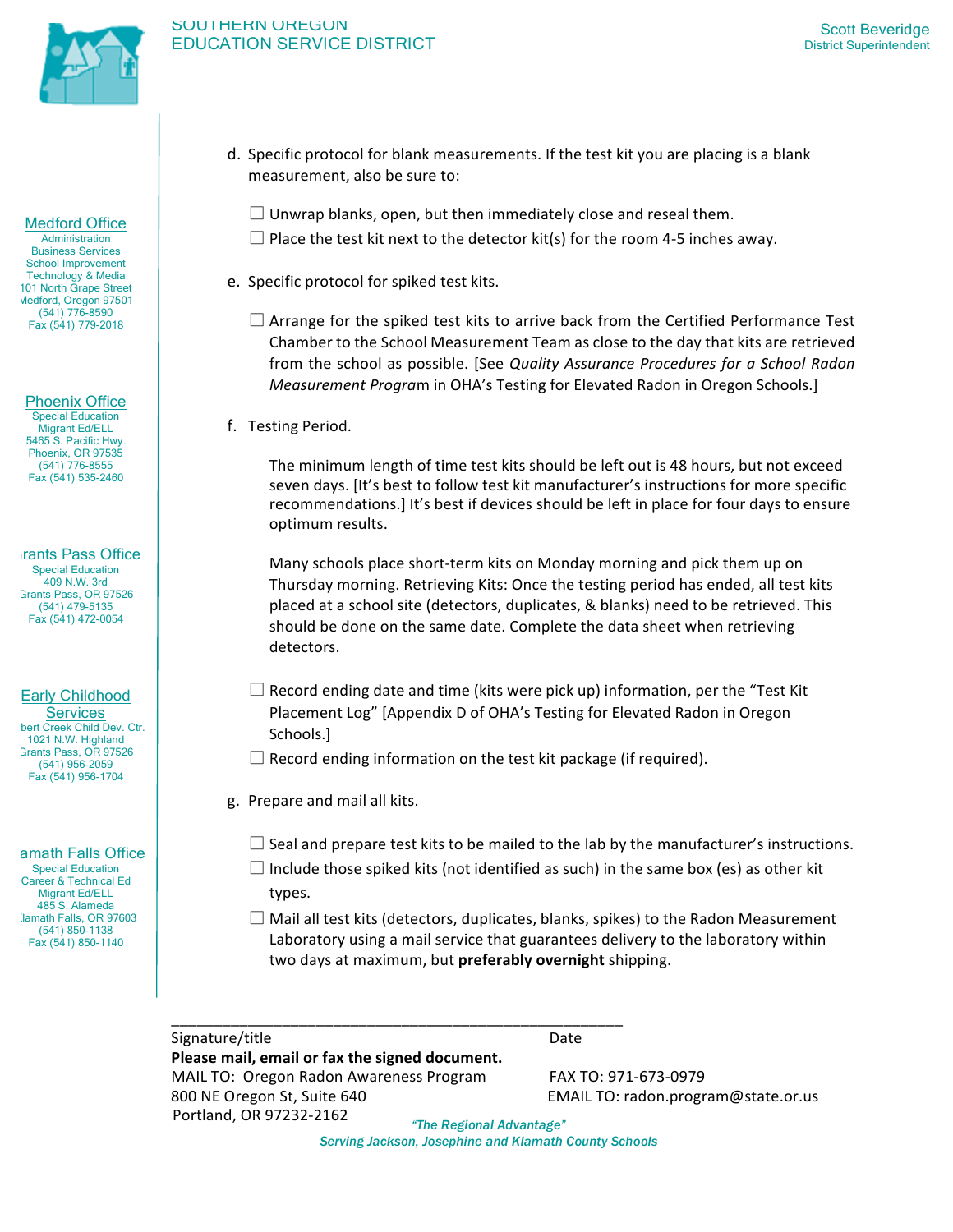d. Specific protocol for blank measurements. If the test kit you are placing is a blank measurement, also be sure to:

- ☐ Unwrap blanks, open, but then immediately close and reseal them.
- ☐ Place the test kit next to the detector kit(s) for the room 4-5 inches away.

e. Specific protocol for spiked test kits.

- ☐ Arrange for the spiked test kits to arrive back from the Certified Performance Test Chamber to the School Measurement Team as close to the day that kits are retrieved from the school as possible. [See *Quality Assurance Procedures for a School Radon Measurement Program* in OHA's Testing for Elevated Radon in Oregon Schools.]

f. Testing Period.

The minimum length of time test kits should be left out is 48 hours, but not exceed seven days. [It's best to follow test kit manufacturer's instructions for more specific recommendations.] It's best if devices should be left in place for four days to ensure optimum results.

Many schools place short-term kits on Monday morning and pick them up on Thursday morning. Retrieving Kits: Once the testing period has ended, all test kits placed at a school site (detectors, duplicates, & blanks) need to be retrieved. This should be done on the same date. Complete the data sheet when retrieving detectors.

- ☐ Record ending date and time (kits were pick up) information, per the "Test Kit Placement Log" [Appendix D of OHA's Testing for Elevated Radon in Oregon Schools.]
- ☐ Record ending information on the test kit package (if required).

g. Prepare and mail all kits.

- ☐ Seal and prepare test kits to be mailed to the lab by the manufacturer's instructions.
- ☐ Include those spiked kits (not identified as such) in the same box (es) as other kit types.
- ☐ Mail all test kits (detectors, duplicates, blanks, spikes) to the Radon Measurement Laboratory using a mail service that guarantees delivery to the laboratory within two days at maximum, but **preferably overnight** shipping.

______________________________________________________

Signature/title Date

**Please mail, email or fax the signed document.**

MAIL TO: Oregon Radon Awareness Program
800 NE Oregon St, Suite 640
Portland, OR 97232-2162

FAX TO: 971-673-0979
EMAIL TO: radon.program@state.or.us